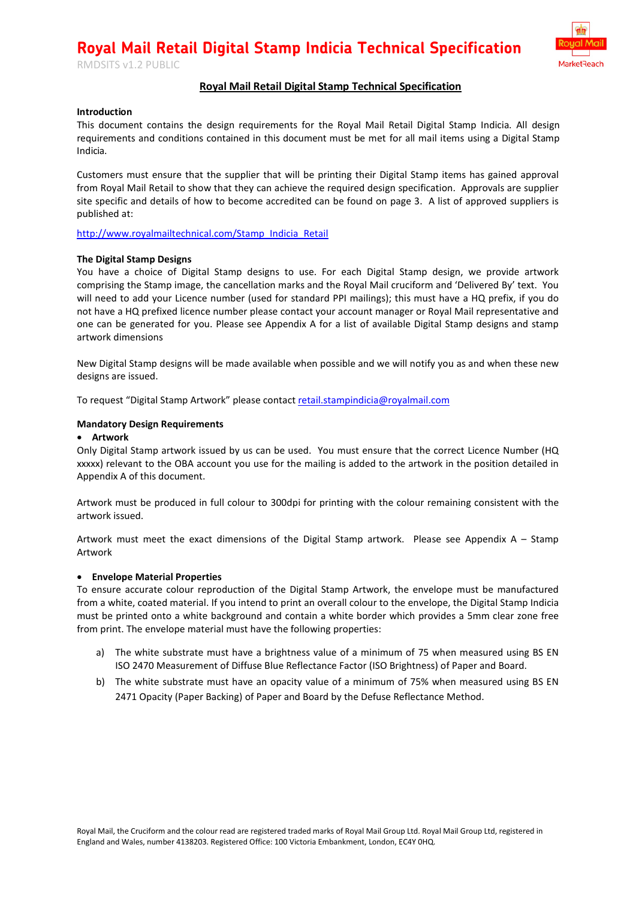# Royal Mail Retail Digital Stamp Indicia Technical Specification

RMDSITS v1.2 PUBLIC

## Royal Mail Retail Digital Stamp Technical Specification

**Introduction**

This document contains the design requirements for the Royal Mail Retail Digital Stamp Indicia. All design requirements and conditions contained in this document must be met for all mail items using a Digital Stamp Indicia.

Customers must ensure that the supplier that will be printing their Digital Stamp items has gained approval from Royal Mail Retail to show that they can achieve the required design specification. Approvals are supplier site specific and details of how to become accredited can be found on page 3. A list of approved suppliers is published at:

http://www.royalmailtechnical.com/Stamp_Indicia_Retail

**The Digital Stamp Designs**

You have a choice of Digital Stamp designs to use. For each Digital Stamp design, we provide artwork comprising the Stamp image, the cancellation marks and the Royal Mail cruciform and 'Delivered By' text. You will need to add your Licence number (used for standard PPI mailings); this must have a HQ prefix, if you do not have a HQ prefixed licence number please contact your account manager or Royal Mail representative and one can be generated for you. Please see Appendix A for a list of available Digital Stamp designs and stamp artwork dimensions

New Digital Stamp designs will be made available when possible and we will notify you as and when these new designs are issued.

To request "Digital Stamp Artwork" please contact retail.stampindicia@royalmail.com

**Mandatory Design Requirements**

- **Artwork**

Only Digital Stamp artwork issued by us can be used. You must ensure that the correct Licence Number (HQ xxxxx) relevant to the OBA account you use for the mailing is added to the artwork in the position detailed in Appendix A of this document.

Artwork must be produced in full colour to 300dpi for printing with the colour remaining consistent with the artwork issued.

Artwork must meet the exact dimensions of the Digital Stamp artwork. Please see Appendix A – Stamp Artwork

- **Envelope Material Properties**

To ensure accurate colour reproduction of the Digital Stamp Artwork, the envelope must be manufactured from a white, coated material. If you intend to print an overall colour to the envelope, the Digital Stamp Indicia must be printed onto a white background and contain a white border which provides a 5mm clear zone free from print. The envelope material must have the following properties:

a) The white substrate must have a brightness value of a minimum of 75 when measured using BS EN ISO 2470 Measurement of Diffuse Blue Reflectance Factor (ISO Brightness) of Paper and Board.

b) The white substrate must have an opacity value of a minimum of 75% when measured using BS EN 2471 Opacity (Paper Backing) of Paper and Board by the Defuse Reflectance Method.

Royal Mail, the Cruciform and the colour read are registered traded marks of Royal Mail Group Ltd. Royal Mail Group Ltd, registered in England and Wales, number 4138203. Registered Office: 100 Victoria Embankment, London, EC4Y 0HQ.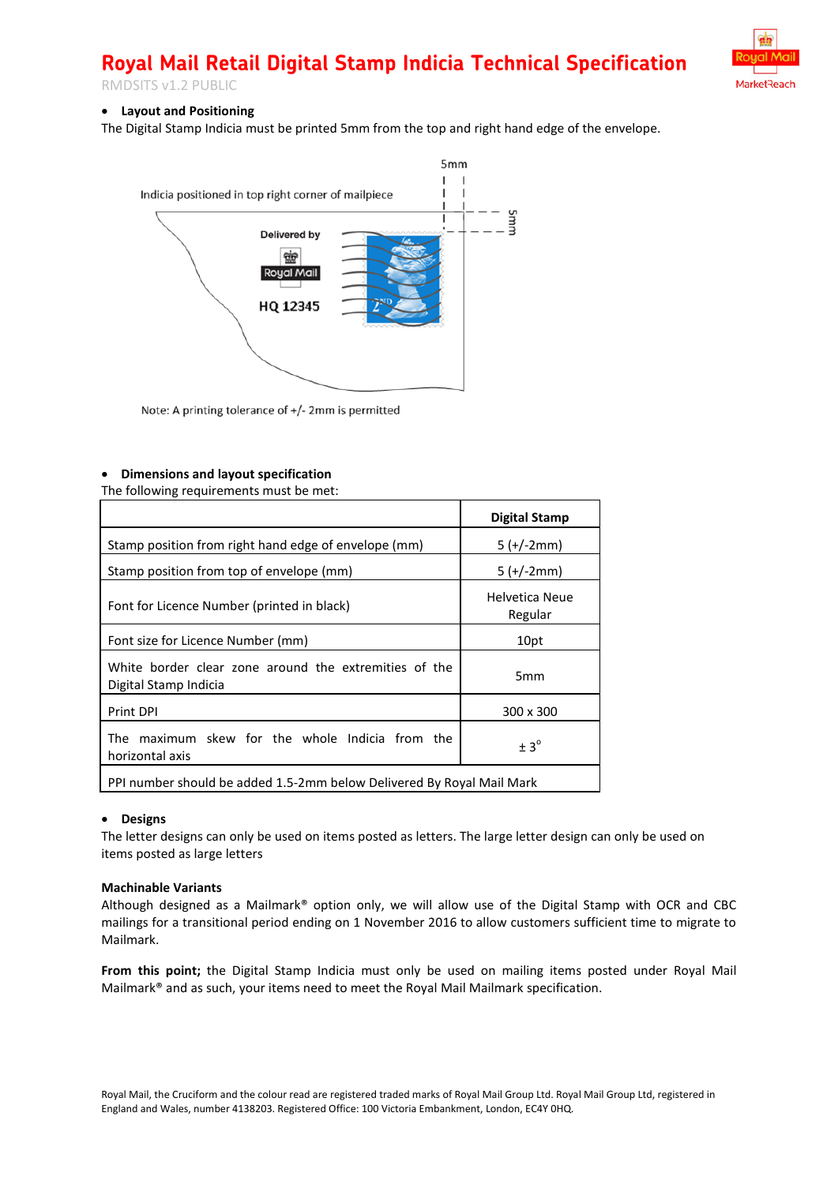- **Layout and Positioning**

The Digital Stamp Indicia must be printed 5mm from the top and right hand edge of the envelope.

Indicia positioned in top right corner of mailpiece

Delivered by

Royal Mail

HQ 12345

5mm

5mm

Note: A printing tolerance of +/- 2mm is permitted

- **Dimensions and layout specification**

The following requirements must be met:

| | Digital Stamp |
|---|---|
| Stamp position from right hand edge of envelope (mm) | 5 (+/-2mm) |
| Stamp position from top of envelope (mm) | 5 (+/-2mm) |
| Font for Licence Number (printed in black) | Helvetica Neue Regular |
| Font size for Licence Number (mm) | 10pt |
| White border clear zone around the extremities of the Digital Stamp Indicia | 5mm |
| Print DPI | 300 x 300 |
| The maximum skew for the whole Indicia from the horizontal axis | $\pm 3^{\circ}$ |
| PPI number should be added 1.5-2mm below Delivered By Royal Mail Mark | |

- **Designs**

The letter designs can only be used on items posted as letters. The large letter design can only be used on items posted as large letters

**Machinable Variants**

Although designed as a Mailmark® option only, we will allow use of the Digital Stamp with OCR and CBC mailings for a transitional period ending on 1 November 2016 to allow customers sufficient time to migrate to Mailmark.

**From this point;** the Digital Stamp Indicia must only be used on mailing items posted under Royal Mail Mailmark® and as such, your items need to meet the Royal Mail Mailmark specification.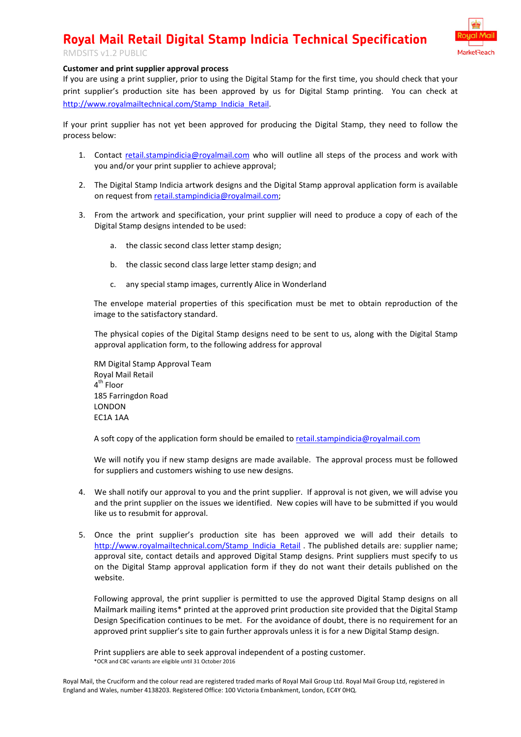**Customer and print supplier approval process**

If you are using a print supplier, prior to using the Digital Stamp for the first time, you should check that your print supplier's production site has been approved by us for Digital Stamp printing. You can check at http://www.royalmailtechnical.com/Stamp_Indicia_Retail.

If your print supplier has not yet been approved for producing the Digital Stamp, they need to follow the process below:

1. Contact retail.stampindicia@royalmail.com who will outline all steps of the process and work with you and/or your print supplier to achieve approval;

2. The Digital Stamp Indicia artwork designs and the Digital Stamp approval application form is available on request from retail.stampindicia@royalmail.com;

3. From the artwork and specification, your print supplier will need to produce a copy of each of the Digital Stamp designs intended to be used:

    a. the classic second class letter stamp design;

    b. the classic second class large letter stamp design; and

    c. any special stamp images, currently Alice in Wonderland

   The envelope material properties of this specification must be met to obtain reproduction of the image to the satisfactory standard.

   The physical copies of the Digital Stamp designs need to be sent to us, along with the Digital Stamp approval application form, to the following address for approval

   RM Digital Stamp Approval Team
   Royal Mail Retail
   4th Floor
   185 Farringdon Road
   LONDON
   EC1A 1AA

   A soft copy of the application form should be emailed to retail.stampindicia@royalmail.com

   We will notify you if new stamp designs are made available. The approval process must be followed for suppliers and customers wishing to use new designs.

4. We shall notify our approval to you and the print supplier. If approval is not given, we will advise you and the print supplier on the issues we identified. New copies will have to be submitted if you would like us to resubmit for approval.

5. Once the print supplier's production site has been approved we will add their details to http://www.royalmailtechnical.com/Stamp_Indicia_Retail . The published details are: supplier name; approval site, contact details and approved Digital Stamp designs. Print suppliers must specify to us on the Digital Stamp approval application form if they do not want their details published on the website.

   Following approval, the print supplier is permitted to use the approved Digital Stamp designs on all Mailmark mailing items* printed at the approved print production site provided that the Digital Stamp Design Specification continues to be met. For the avoidance of doubt, there is no requirement for an approved print supplier's site to gain further approvals unless it is for a new Digital Stamp design.

   Print suppliers are able to seek approval independent of a posting customer.

*OCR and CBC variants are eligible until 31 October 2016

Royal Mail, the Cruciform and the colour read are registered traded marks of Royal Mail Group Ltd. Royal Mail Group Ltd, registered in England and Wales, number 4138203. Registered Office: 100 Victoria Embankment, London, EC4Y 0HQ.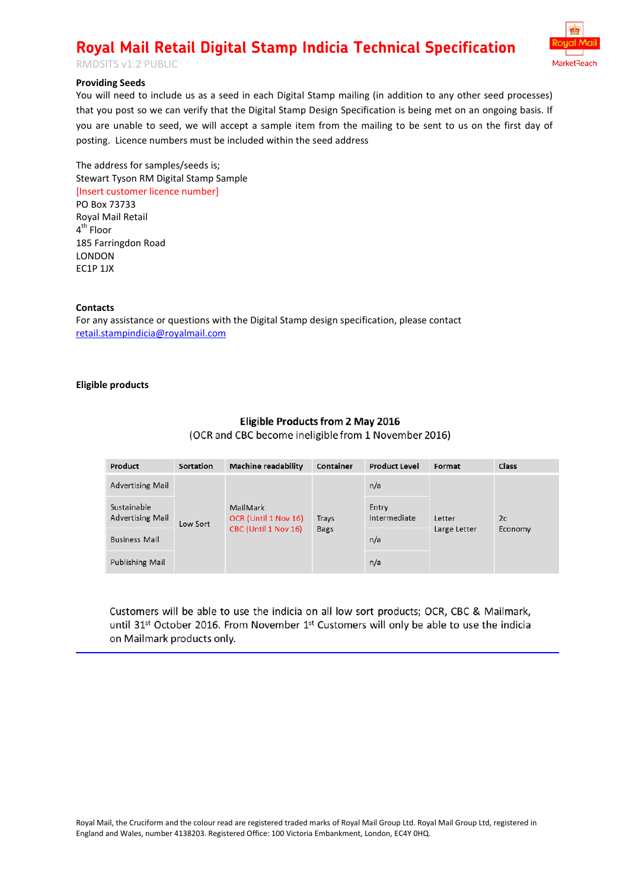## Providing Seeds

You will need to include us as a seed in each Digital Stamp mailing (in addition to any other seed processes) that you post so we can verify that the Digital Stamp Design Specification is being met on an ongoing basis. If you are unable to seed, we will accept a sample item from the mailing to be sent to us on the first day of posting. Licence numbers must be included within the seed address

The address for samples/seeds is;
Stewart Tyson RM Digital Stamp Sample
[Insert customer licence number]
PO Box 73733
Royal Mail Retail
4th Floor
185 Farringdon Road
LONDON
EC1P 1JX

## Contacts

For any assistance or questions with the Digital Stamp design specification, please contact retail.stampindicia@royalmail.com

## Eligible products

**Eligible Products from 2 May 2016**
(OCR and CBC become ineligible from 1 November 2016)

| Product | Sortation | Machine readability | Container | Product Level | Format | Class |
|---|---|---|---|---|---|---|
| Advertising Mail | Low Sort | MailMark<br>OCR (Until 1 Nov 16)<br>CBC (Until 1 Nov 16) | Trays<br>Bags | n/a | Letter<br>Large Letter | 2c<br>Economy |
| Sustainable Advertising Mail | | | | Entry<br>Intermediate | | |
| Business Mail | | | | n/a | | |
| Publishing Mail | | | | n/a | | |

Customers will be able to use the indicia on all low sort products; OCR, CBC & Mailmark, until 31st October 2016. From November 1st Customers will only be able to use the indicia on Mailmark products only.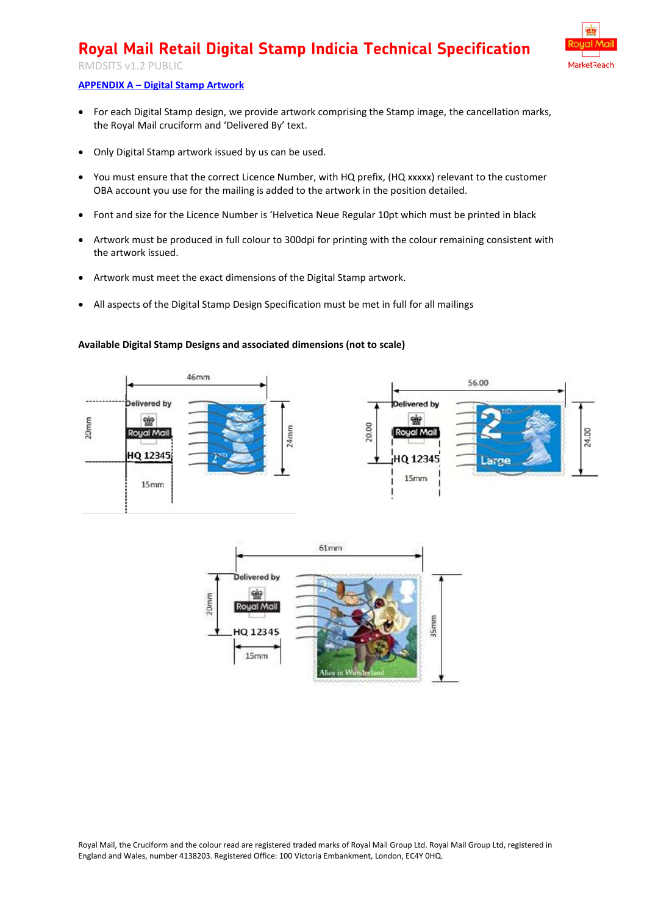## APPENDIX A – Digital Stamp Artwork

- For each Digital Stamp design, we provide artwork comprising the Stamp image, the cancellation marks, the Royal Mail cruciform and 'Delivered By' text.
- Only Digital Stamp artwork issued by us can be used.
- You must ensure that the correct Licence Number, with HQ prefix, (HQ xxxxx) relevant to the customer OBA account you use for the mailing is added to the artwork in the position detailed.
- Font and size for the Licence Number is 'Helvetica Neue Regular 10pt which must be printed in black
- Artwork must be produced in full colour to 300dpi for printing with the colour remaining consistent with the artwork issued.
- Artwork must meet the exact dimensions of the Digital Stamp artwork.
- All aspects of the Digital Stamp Design Specification must be met in full for all mailings

**Available Digital Stamp Designs and associated dimensions (not to scale)**

46mm
Delivered by
Royal Mail
HQ 12345
20mm
24mm
15mm

56.00
Delivered by
Royal Mail
HQ 12345
20.00
24.00
15mm
Large

61mm
Delivered by
Royal Mail
HQ 12345
20mm
35mm
15mm
Alice in Wonderland

Royal Mail, the Cruciform and the colour read are registered traded marks of Royal Mail Group Ltd. Royal Mail Group Ltd, registered in England and Wales, number 4138203. Registered Office: 100 Victoria Embankment, London, EC4Y 0HQ.